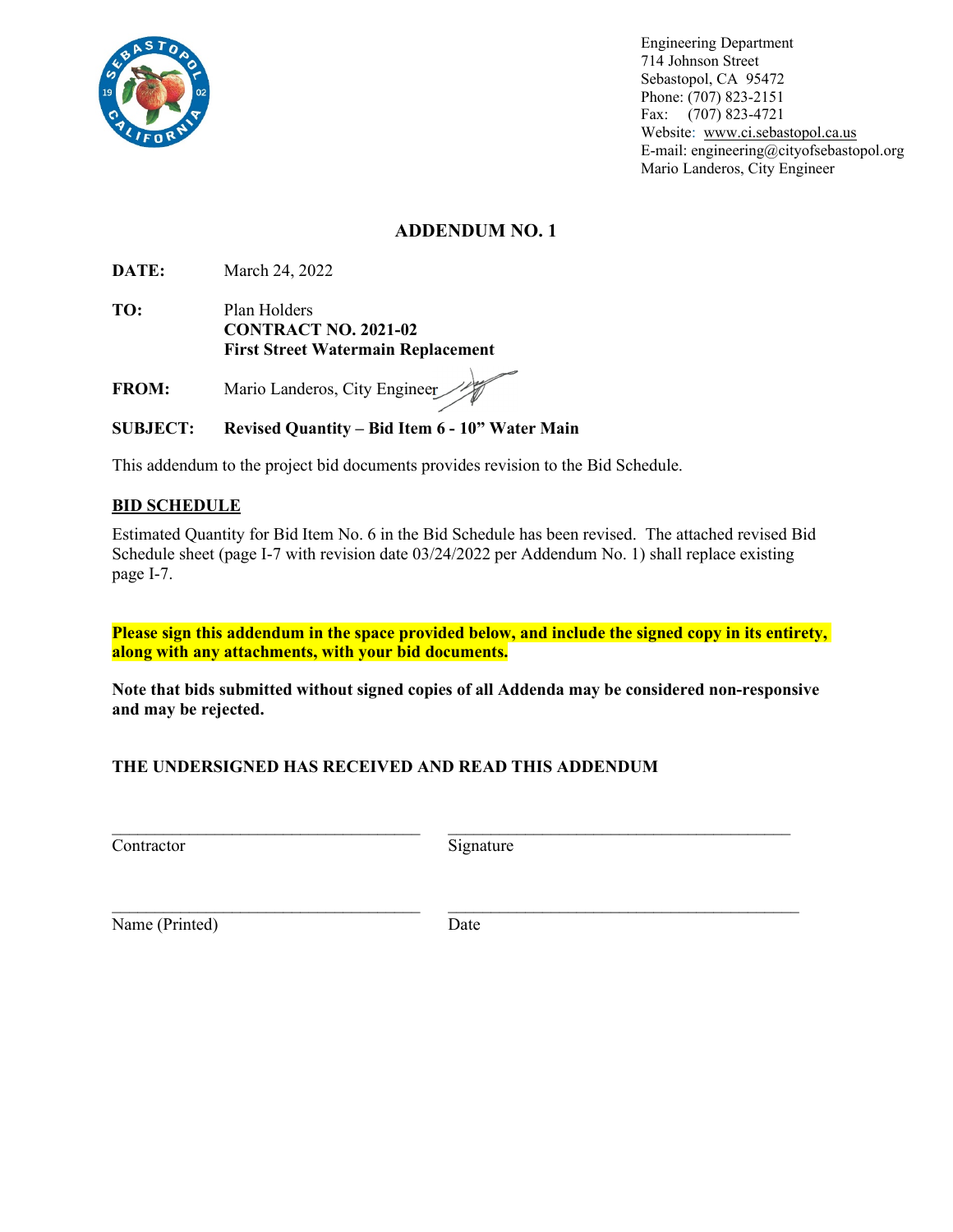Engineering Department
714 Johnson Street
Sebastopol, CA 95472
Phone: (707) 823-2151
Fax: (707) 823-4721
Website: www.ci.sebastopol.ca.us
E-mail: engineering@cityofsebastopol.org
Mario Landeros, City Engineer

# ADDENDUM NO. 1

**DATE:** March 24, 2022

**TO:** Plan Holders
**CONTRACT NO. 2021-02**
**First Street Watermain Replacement**

**FROM:** Mario Landeros, City Engineer

**SUBJECT:** **Revised Quantity – Bid Item 6 - 10" Water Main**

This addendum to the project bid documents provides revision to the Bid Schedule.

## BID SCHEDULE

Estimated Quantity for Bid Item No. 6 in the Bid Schedule has been revised. The attached revised Bid Schedule sheet (page I-7 with revision date 03/24/2022 per Addendum No. 1) shall replace existing page I-7.

**Please sign this addendum in the space provided below, and include the signed copy in its entirety, along with any attachments, with your bid documents.**

**Note that bids submitted without signed copies of all Addenda may be considered non-responsive and may be rejected.**

**THE UNDERSIGNED HAS RECEIVED AND READ THIS ADDENDUM**

| ______________________________ | ______________________________ |
|---|---|
| Contractor | Signature |
| ______________________________ | ______________________________ |
| Name (Printed) | Date |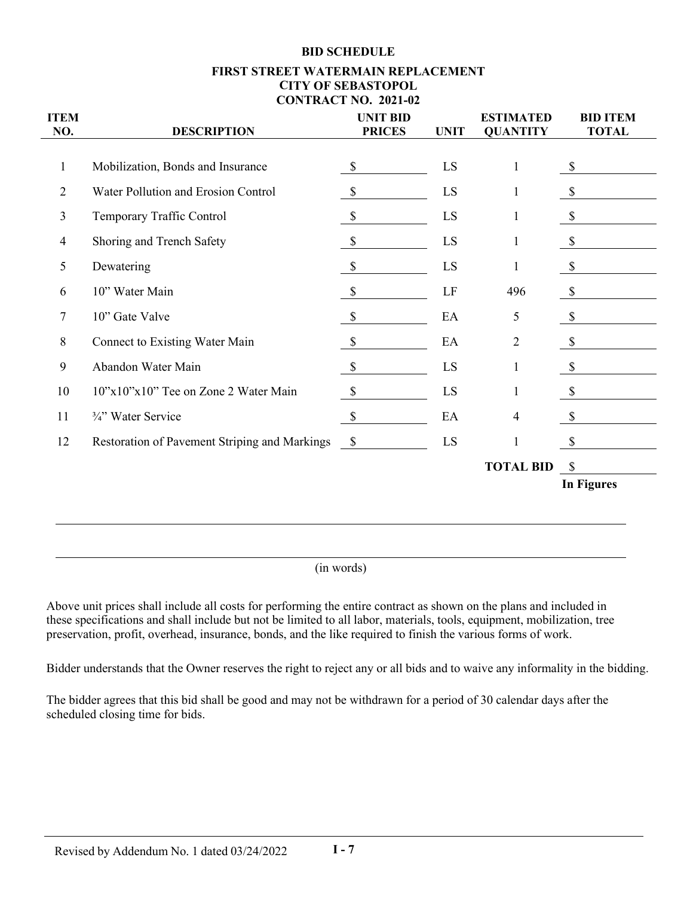**BID SCHEDULE**

**FIRST STREET WATERMAIN REPLACEMENT**
**CITY OF SEBASTOPOL**
**CONTRACT NO. 2021-02**

| ITEM NO. | DESCRIPTION | UNIT BID PRICES | UNIT | ESTIMATED QUANTITY | BID ITEM TOTAL |
|---|---|---|---|---|---|
| 1 | Mobilization, Bonds and Insurance | $ | LS | 1 | $ |
| 2 | Water Pollution and Erosion Control | $ | LS | 1 | $ |
| 3 | Temporary Traffic Control | $ | LS | 1 | $ |
| 4 | Shoring and Trench Safety | $ | LS | 1 | $ |
| 5 | Dewatering | $ | LS | 1 | $ |
| 6 | 10" Water Main | $ | LF | 496 | $ |
| 7 | 10" Gate Valve | $ | EA | 5 | $ |
| 8 | Connect to Existing Water Main | $ | EA | 2 | $ |
| 9 | Abandon Water Main | $ | LS | 1 | $ |
| 10 | 10"x10"x10" Tee on Zone 2 Water Main | $ | LS | 1 | $ |
| 11 | ¾" Water Service | $ | EA | 4 | $ |
| 12 | Restoration of Pavement Striping and Markings | $ | LS | 1 | $ |
| | | | | **TOTAL BID** | $ |
| | | | | | **In Figures** |

\_\_\_\_\_\_\_\_\_\_\_\_\_\_\_\_\_\_\_\_\_\_\_\_\_\_\_\_\_\_\_\_\_\_\_\_\_\_\_\_\_\_\_\_\_\_\_\_

\_\_\_\_\_\_\_\_\_\_\_\_\_\_\_\_\_\_\_\_\_\_\_\_\_\_\_\_\_\_\_\_\_\_\_\_\_\_\_\_\_\_\_\_\_\_\_\_

(in words)

Above unit prices shall include all costs for performing the entire contract as shown on the plans and included in these specifications and shall include but not be limited to all labor, materials, tools, equipment, mobilization, tree preservation, profit, overhead, insurance, bonds, and the like required to finish the various forms of work.

Bidder understands that the Owner reserves the right to reject any or all bids and to waive any informality in the bidding.

The bidder agrees that this bid shall be good and may not be withdrawn for a period of 30 calendar days after the scheduled closing time for bids.

Revised by Addendum No. 1 dated 03/24/2022